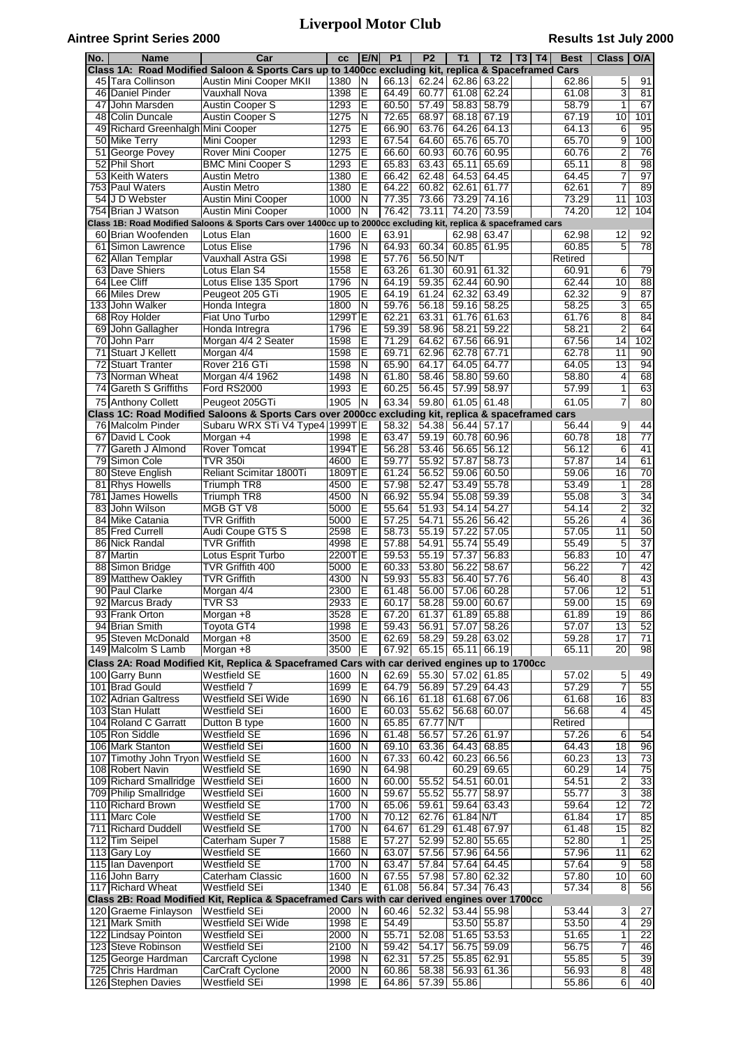# Liverpool Motor Club

**Aintree Sprint Series 2000** **Results 1st July 2000**

| No. | Name | Car | cc | E/N | P1 | P2 | T1 | T2 | T3 | T4 | Best | Class | O/A |
|---|---|---|---|---|---|---|---|---|---|---|---|---|---|
| **Class 1A: Road Modified Saloon & Sports Cars up to 1400cc excluding kit, replica & Spaceframed Cars** | | | | | | | | | | | | | |
| 45 | Tara Collinson | Austin Mini Cooper MKII | 1380 | N | 66.13 | 62.24 | 62.86 | 63.22 | | | 62.86 | 5 | 91 |
| 46 | Daniel Pinder | Vauxhall Nova | 1398 | E | 64.49 | 60.77 | 61.08 | 62.24 | | | 61.08 | 3 | 81 |
| 47 | John Marsden | Austin Cooper S | 1293 | E | 60.50 | 57.49 | 58.83 | 58.79 | | | 58.79 | 1 | 67 |
| 48 | Colin Duncale | Austin Cooper S | 1275 | N | 72.65 | 68.97 | 68.18 | 67.19 | | | 67.19 | 10 | 101 |
| 49 | Richard Greenhalgh | Mini Cooper | 1275 | E | 66.90 | 63.76 | 64.26 | 64.13 | | | 64.13 | 6 | 95 |
| 50 | Mike Terry | Mini Cooper | 1293 | E | 67.54 | 64.60 | 65.76 | 65.70 | | | 65.70 | 9 | 100 |
| 51 | George Povey | Rover Mini Cooper | 1275 | E | 66.60 | 60.93 | 60.76 | 60.95 | | | 60.76 | 2 | 76 |
| 52 | Phil Short | BMC Mini Cooper S | 1293 | E | 65.83 | 63.43 | 65.11 | 65.69 | | | 65.11 | 8 | 98 |
| 53 | Keith Waters | Austin Metro | 1380 | E | 66.42 | 62.48 | 64.53 | 64.45 | | | 64.45 | 7 | 97 |
| 753 | Paul Waters | Austin Metro | 1380 | E | 64.22 | 60.82 | 62.61 | 61.77 | | | 62.61 | 7 | 89 |
| 54 | J D Webster | Austin Mini Cooper | 1000 | N | 77.35 | 73.66 | 73.29 | 74.16 | | | 73.29 | 11 | 103 |
| 754 | Brian J Watson | Austin Mini Cooper | 1000 | N | 76.42 | 73.11 | 74.20 | 73.59 | | | 74.20 | 12 | 104 |
| **Class 1B: Road Modified Saloons & Sports Cars over 1400cc up to 2000cc excluding kit, replica & spaceframed cars** | | | | | | | | | | | | | |
| 60 | Brian Woofenden | Lotus Elan | 1600 | E | 63.91 | | 62.98 | 63.47 | | | 62.98 | 12 | 92 |
| 61 | Simon Lawrence | Lotus Elise | 1796 | N | 64.93 | 60.34 | 60.85 | 61.95 | | | 60.85 | 5 | 78 |
| 62 | Allan Templar | Vauxhall Astra GSi | 1998 | E | 57.76 | 56.50 | N/T | | | | Retired | | |
| 63 | Dave Shiers | Lotus Elan S4 | 1558 | E | 63.26 | 61.30 | 60.91 | 61.32 | | | 60.91 | 6 | 79 |
| 64 | Lee Cliff | Lotus Elise 135 Sport | 1796 | N | 64.19 | 59.35 | 62.44 | 60.90 | | | 62.44 | 10 | 88 |
| 66 | Miles Drew | Peugeot 205 GTi | 1905 | E | 64.19 | 61.24 | 62.32 | 63.49 | | | 62.32 | 9 | 87 |
| 133 | John Walker | Honda Integra | 1800 | N | 59.76 | 56.18 | 59.16 | 58.25 | | | 58.25 | 3 | 65 |
| 68 | Roy Holder | Fiat Uno Turbo | 1299T | E | 62.21 | 63.31 | 61.76 | 61.63 | | | 61.76 | 8 | 84 |
| 69 | John Gallagher | Honda Intregra | 1796 | E | 59.39 | 58.96 | 58.21 | 59.22 | | | 58.21 | 2 | 64 |
| 70 | John Parr | Morgan 4/4 2 Seater | 1598 | E | 71.29 | 64.62 | 67.56 | 66.91 | | | 67.56 | 14 | 102 |
| 71 | Stuart J Kellett | Morgan 4/4 | 1598 | E | 69.71 | 62.96 | 62.78 | 67.71 | | | 62.78 | 11 | 90 |
| 72 | Stuart Tranter | Rover 216 GTi | 1598 | N | 65.90 | 64.17 | 64.05 | 64.77 | | | 64.05 | 13 | 94 |
| 73 | Norman Wheat | Morgan 4/4 1962 | 1498 | N | 61.80 | 58.46 | 58.80 | 59.60 | | | 58.80 | 4 | 68 |
| 74 | Gareth S Griffiths | Ford RS2000 | 1993 | E | 60.25 | 56.45 | 57.99 | 58.97 | | | 57.99 | 1 | 63 |
| 75 | Anthony Collett | Peugeot 205GTi | 1905 | N | 63.34 | 59.80 | 61.05 | 61.48 | | | 61.05 | 7 | 80 |
| **Class 1C: Road Modified Saloons & Sports Cars over 2000cc excluding kit, replica & spaceframed cars** | | | | | | | | | | | | | |
| 76 | Malcolm Pinder | Subaru WRX STi V4 Type4 | 1999T | E | 58.32 | 54.38 | 56.44 | 57.17 | | | 56.44 | 9 | 44 |
| 67 | David L Cook | Morgan +4 | 1998 | E | 63.47 | 59.19 | 60.78 | 60.96 | | | 60.78 | 18 | 77 |
| 77 | Gareth J Almond | Rover Tomcat | 1994T | E | 56.28 | 53.46 | 56.65 | 56.12 | | | 56.12 | 6 | 41 |
| 79 | Simon Cole | TVR 350i | 4600 | E | 59.77 | 55.92 | 57.87 | 58.73 | | | 57.87 | 14 | 61 |
| 80 | Steve English | Reliant Scimitar 1800Ti | 1809T | E | 61.24 | 56.52 | 59.06 | 60.50 | | | 59.06 | 16 | 70 |
| 81 | Rhys Howells | Triumph TR8 | 4500 | E | 57.98 | 52.47 | 53.49 | 55.78 | | | 53.49 | 1 | 28 |
| 781 | James Howells | Triumph TR8 | 4500 | N | 66.92 | 55.94 | 55.08 | 59.39 | | | 55.08 | 3 | 34 |
| 83 | John Wilson | MGB GT V8 | 5000 | E | 55.64 | 51.93 | 54.14 | 54.27 | | | 54.14 | 2 | 32 |
| 84 | Mike Catania | TVR Griffith | 5000 | E | 57.25 | 54.71 | 55.26 | 56.42 | | | 55.26 | 4 | 36 |
| 85 | Fred Currell | Audi Coupe GT5 S | 2598 | E | 58.73 | 55.19 | 57.22 | 57.05 | | | 57.05 | 11 | 50 |
| 86 | Nick Randal | TVR Griffith | 4998 | E | 57.88 | 54.91 | 55.74 | 55.49 | | | 55.49 | 5 | 37 |
| 87 | Martin | Lotus Esprit Turbo | 2200T | E | 59.53 | 55.19 | 57.37 | 56.83 | | | 56.83 | 10 | 47 |
| 88 | Simon Bridge | TVR Griffith 400 | 5000 | E | 60.33 | 53.80 | 56.22 | 58.67 | | | 56.22 | 7 | 42 |
| 89 | Matthew Oakley | TVR Griffith | 4300 | N | 59.93 | 55.83 | 56.40 | 57.76 | | | 56.40 | 8 | 43 |
| 90 | Paul Clarke | Morgan 4/4 | 2300 | E | 61.48 | 56.00 | 57.06 | 60.28 | | | 57.06 | 12 | 51 |
| 92 | Marcus Brady | TVR S3 | 2933 | E | 60.17 | 58.28 | 59.00 | 60.67 | | | 59.00 | 15 | 69 |
| 93 | Frank Orton | Morgan +8 | 3528 | E | 67.20 | 61.37 | 61.89 | 65.88 | | | 61.89 | 19 | 86 |
| 94 | Brian Smith | Toyota GT4 | 1998 | E | 59.43 | 56.91 | 57.07 | 58.26 | | | 57.07 | 13 | 52 |
| 95 | Steven McDonald | Morgan +8 | 3500 | E | 62.69 | 58.29 | 59.28 | 63.02 | | | 59.28 | 17 | 71 |
| 149 | Malcolm S Lamb | Morgan +8 | 3500 | E | 67.92 | 65.15 | 65.11 | 66.19 | | | 65.11 | 20 | 98 |
| **Class 2A: Road Modified Kit, Replica & Spaceframed Cars with car derived engines up to 1700cc** | | | | | | | | | | | | | |
| 100 | Garry Bunn | Westfield SE | 1600 | N | 62.69 | 55.30 | 57.02 | 61.85 | | | 57.02 | 5 | 49 |
| 101 | Brad Gould | Westfield 7 | 1699 | E | 64.79 | 56.89 | 57.29 | 64.43 | | | 57.29 | 7 | 55 |
| 102 | Adrian Galtress | Westfield SEi Wide | 1690 | N | 66.16 | 61.18 | 61.68 | 67.06 | | | 61.68 | 16 | 83 |
| 103 | Stan Hulatt | Westfield SEi | 1600 | E | 60.03 | 55.62 | 56.68 | 60.07 | | | 56.68 | 4 | 45 |
| 104 | Roland C Garratt | Dutton B type | 1600 | N | 65.85 | 67.77 | N/T | | | | Retired | | |
| 105 | Ron Siddle | Westfield SE | 1696 | N | 61.48 | 56.57 | 57.26 | 61.97 | | | 57.26 | 6 | 54 |
| 106 | Mark Stanton | Westfield SEi | 1600 | N | 69.10 | 63.36 | 64.43 | 68.85 | | | 64.43 | 18 | 96 |
| 107 | Timothy John Tryon | Westfield SE | 1600 | N | 67.33 | 60.42 | 60.23 | 66.56 | | | 60.23 | 13 | 73 |
| 108 | Robert Navin | Westfield SE | 1690 | N | 64.98 | | 60.29 | 69.65 | | | 60.29 | 14 | 75 |
| 109 | Richard Smallridge | Westfield SEi | 1600 | N | 60.00 | 55.52 | 54.51 | 60.01 | | | 54.51 | 2 | 33 |
| 709 | Philip Smallridge | Westfield SEi | 1600 | N | 59.67 | 55.52 | 55.77 | 58.97 | | | 55.77 | 3 | 38 |
| 110 | Richard Brown | Westfield SE | 1700 | N | 65.06 | 59.61 | 59.64 | 63.43 | | | 59.64 | 12 | 72 |
| 111 | Marc Cole | Westfield SE | 1700 | N | 70.12 | 62.76 | 61.84 | N/T | | | 61.84 | 17 | 85 |
| 711 | Richard Duddell | Westfield SE | 1700 | N | 64.67 | 61.29 | 61.48 | 67.97 | | | 61.48 | 15 | 82 |
| 112 | Tim Seipel | Caterham Super 7 | 1588 | E | 57.27 | 52.99 | 52.80 | 55.65 | | | 52.80 | 1 | 25 |
| 113 | Gary Loy | Westfield SE | 1660 | N | 63.07 | 57.56 | 57.96 | 64.56 | | | 57.96 | 11 | 62 |
| 115 | Ian Davenport | Westfield SE | 1700 | N | 63.47 | 57.84 | 57.64 | 64.45 | | | 57.64 | 9 | 58 |
| 116 | John Barry | Caterham Classic | 1600 | N | 67.55 | 57.98 | 57.80 | 62.32 | | | 57.80 | 10 | 60 |
| 117 | Richard Wheat | Westfield SEi | 1340 | E | 61.08 | 56.84 | 57.34 | 76.43 | | | 57.34 | 8 | 56 |
| **Class 2B: Road Modified Kit, Replica & Spaceframed Cars with car derived engines over 1700cc** | | | | | | | | | | | | | |
| 120 | Graeme Finlayson | Westfield SEi | 2000 | N | 60.46 | 52.32 | 53.44 | 55.98 | | | 53.44 | 3 | 27 |
| 121 | Mark Smith | Westfield SEi Wide | 1998 | E | 54.49 | | 53.50 | 55.87 | | | 53.50 | 4 | 29 |
| 122 | Lindsay Pointon | Westfield SEi | 2000 | N | 55.71 | 52.08 | 51.65 | 53.53 | | | 51.65 | 1 | 22 |
| 123 | Steve Robinson | Westfield SEi | 2100 | N | 59.42 | 54.17 | 56.75 | 59.09 | | | 56.75 | 7 | 46 |
| 125 | George Hardman | Carcraft Cyclone | 1998 | N | 62.31 | 57.25 | 55.85 | 62.91 | | | 55.85 | 5 | 39 |
| 725 | Chris Hardman | CarCraft Cyclone | 2000 | N | 60.86 | 58.38 | 56.93 | 61.36 | | | 56.93 | 8 | 48 |
| 126 | Stephen Davies | Westfield SEi | 1998 | E | 64.86 | 57.39 | 55.86 | | | | 55.86 | 6 | 40 |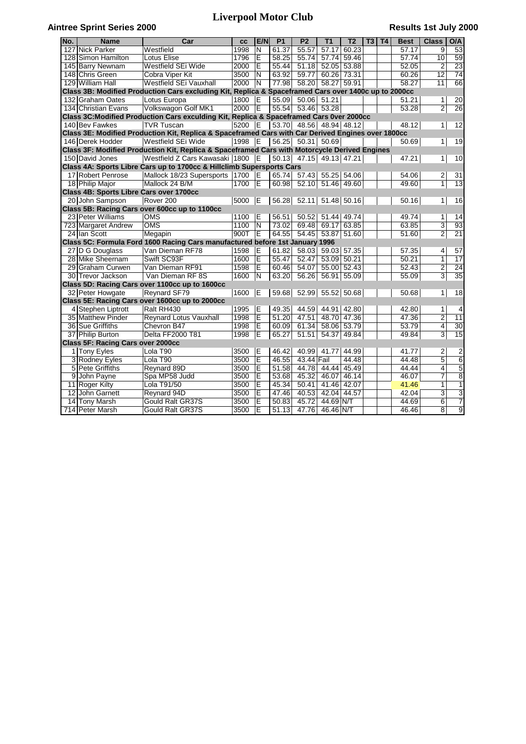# Liverpool Motor Club

**Aintree Sprint Series 2000** **Results 1st July 2000**

| No. | Name | Car | cc | E/N | P1 | P2 | T1 | T2 | T3 | T4 | Best | Class | O/A |
|---|---|---|---|---|---|---|---|---|---|---|---|---|---|
| 127 | Nick Parker | Westfield | 1998 | N | 61.37 | 55.57 | 57.17 | 60.23 | | | 57.17 | 9 | 53 |
| 128 | Simon Hamilton | Lotus Elise | 1796 | E | 58.25 | 55.74 | 57.74 | 59.46 | | | 57.74 | 10 | 59 |
| 145 | Barry Newnam | Westfield SEi Wide | 2000 | E | 55.44 | 51.18 | 52.05 | 53.88 | | | 52.05 | 2 | 23 |
| 148 | Chris Green | Cobra Viper Kit | 3500 | N | 63.92 | 59.77 | 60.26 | 73.31 | | | 60.26 | 12 | 74 |
| 129 | William Hall | Westfield SEi Vauxhall | 2000 | N | 77.98 | 58.20 | 58.27 | 59.91 | | | 58.27 | 11 | 66 |
| **Class 3B: Modified Production Cars excluding Kit, Replica & Spaceframed Cars over 1400c up to 2000cc** | | | | | | | | | | | | | |
| 132 | Graham Oates | Lotus Europa | 1800 | E | 55.09 | 50.06 | 51.21 | | | | 51.21 | 1 | 20 |
| 134 | Christian Evans | Volkswagon Golf MK1 | 2000 | E | 55.54 | 53.46 | 53.28 | | | | 53.28 | 2 | 26 |
| **Class 3C:Modified Production Cars exculding Kit, Replica & Spaceframed Cars 0ver 2000cc** | | | | | | | | | | | | | |
| 140 | Bev Fawkes | TVR Tuscan | 5200 | E | 53.70 | 48.56 | 48.94 | 48.12 | | | 48.12 | 1 | 12 |
| **Class 3E: Modified Production Kit, Replica & Spaceframed Cars with Car Derived Engines over 1800cc** | | | | | | | | | | | | | |
| 146 | Derek Hodder | Westfield SEi Wide | 1998 | E | 56.25 | 50.31 | 50.69 | | | | 50.69 | 1 | 19 |
| **Class 3F: Modified Production Kit, Replica & Spaceframed Cars with Motorcycle Derived Engines** | | | | | | | | | | | | | |
| 150 | David Jones | Westfield Z Cars Kawasaki | 1800 | E | 50.13 | 47.15 | 49.13 | 47.21 | | | 47.21 | 1 | 10 |
| **Class 4A: Sports Libre Cars up to 1700cc & Hillclimb Supersports Cars** | | | | | | | | | | | | | |
| 17 | Robert Penrose | Mallock 18/23 Supersports | 1700 | E | 65.74 | 57.43 | 55.25 | 54.06 | | | 54.06 | 2 | 31 |
| 18 | Philip Major | Mallock 24 B/M | 1700 | E | 60.98 | 52.10 | 51.46 | 49.60 | | | 49.60 | 1 | 13 |
| **Class 4B: Sports Libre Cars over 1700cc** | | | | | | | | | | | | | |
| 20 | John Sampson | Rover 200 | 5000 | E | 56.28 | 52.11 | 51.48 | 50.16 | | | 50.16 | 1 | 16 |
| **Class 5B: Racing Cars over 600cc up to 1100cc** | | | | | | | | | | | | | |
| 23 | Peter Williams | OMS | 1100 | E | 56.51 | 50.52 | 51.44 | 49.74 | | | 49.74 | 1 | 14 |
| 723 | Margaret Andrew | OMS | 1100 | N | 73.02 | 69.48 | 69.17 | 63.85 | | | 63.85 | 3 | 93 |
| 24 | Ian Scott | Megapin | 900T | E | 64.55 | 54.45 | 53.87 | 51.60 | | | 51.60 | 2 | 21 |
| **Class 5C: Formula Ford 1600 Racing Cars manufactured before 1st January 1996** | | | | | | | | | | | | | |
| 27 | D G Douglass | Van Dieman RF78 | 1598 | E | 61.82 | 58.03 | 59.03 | 57.35 | | | 57.35 | 4 | 57 |
| 28 | Mike Sheernam | Swift SC93F | 1600 | E | 55.47 | 52.47 | 53.09 | 50.21 | | | 50.21 | 1 | 17 |
| 29 | Graham Curwen | Van Dieman RF91 | 1598 | E | 60.46 | 54.07 | 55.00 | 52.43 | | | 52.43 | 2 | 24 |
| 30 | Trevor Jackson | Van Dieman RF 8S | 1600 | N | 63.20 | 56.26 | 56.91 | 55.09 | | | 55.09 | 3 | 35 |
| **Class 5D: Racing Cars over 1100cc up to 1600cc** | | | | | | | | | | | | | |
| 32 | Peter Howgate | Reynard SF79 | 1600 | E | 59.68 | 52.99 | 55.52 | 50.68 | | | 50.68 | 1 | 18 |
| **Class 5E: Racing Cars over 1600cc up to 2000cc** | | | | | | | | | | | | | |
| 4 | Stephen Liptrott | Ralt RH430 | 1995 | E | 49.35 | 44.59 | 44.91 | 42.80 | | | 42.80 | 1 | 4 |
| 35 | Matthew Pinder | Reynard Lotus Vauxhall | 1998 | E | 51.20 | 47.51 | 48.70 | 47.36 | | | 47.36 | 2 | 11 |
| 36 | Sue Griffiths | Chevron B47 | 1998 | E | 60.09 | 61.34 | 58.06 | 53.79 | | | 53.79 | 4 | 30 |
| 37 | Philip Burton | Delta FF2000 T81 | 1998 | E | 65.27 | 51.51 | 54.37 | 49.84 | | | 49.84 | 3 | 15 |
| **Class 5F: Racing Cars over 2000cc** | | | | | | | | | | | | | |
| 1 | Tony Eyles | Lola T90 | 3500 | E | 46.42 | 40.99 | 41.77 | 44.99 | | | 41.77 | 2 | 2 |
| 3 | Rodney Eyles | Lola T90 | 3500 | E | 46.55 | 43.44 | Fail | 44.48 | | | 44.48 | 5 | 6 |
| 5 | Pete Griffiths | Reynard 89D | 3500 | E | 51.58 | 44.78 | 44.44 | 45.49 | | | 44.44 | 4 | 5 |
| 9 | John Payne | Spa MP58 Judd | 3500 | E | 53.68 | 45.32 | 46.07 | 46.14 | | | 46.07 | 7 | 8 |
| 11 | Roger Kilty | Lola T91/50 | 3500 | E | 45.34 | 50.41 | 41.46 | 42.07 | | | 41.46 | 1 | 1 |
| 12 | John Garnett | Reynard 94D | 3500 | E | 47.46 | 40.53 | 42.04 | 44.57 | | | 42.04 | 3 | 3 |
| 14 | Tony Marsh | Gould Ralt GR37S | 3500 | E | 50.83 | 45.72 | 44.69 | N/T | | | 44.69 | 6 | 7 |
| 714 | Peter Marsh | Gould Ralt GR37S | 3500 | E | 51.13 | 47.76 | 46.46 | N/T | | | 46.46 | 8 | 9 |